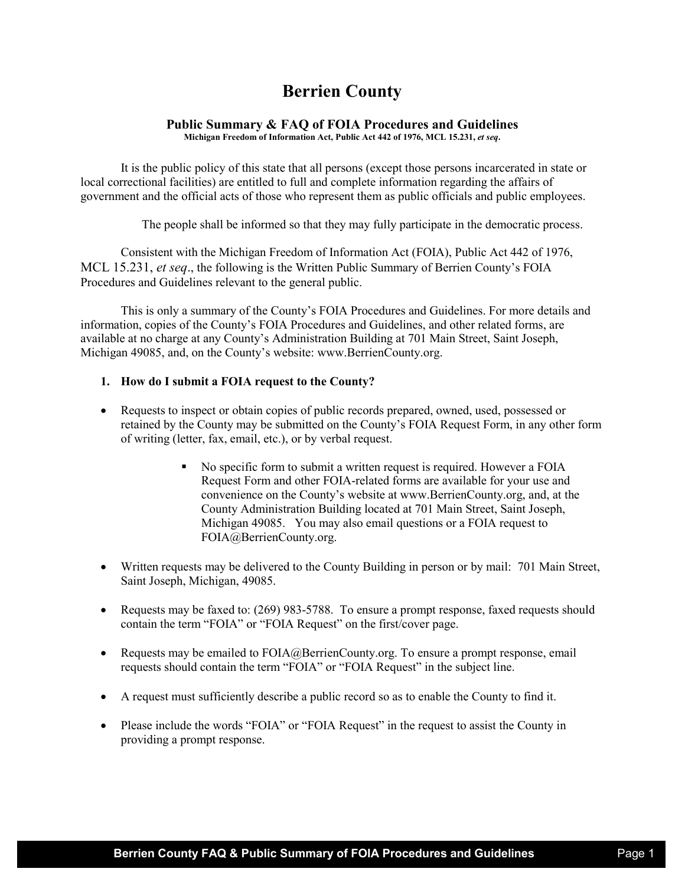# Berrien County

## Public Summary & FAQ of FOIA Procedures and Guidelines

**Michigan Freedom of Information Act, Public Act 442 of 1976, MCL 15.231, *et seq*.**

It is the public policy of this state that all persons (except those persons incarcerated in state or local correctional facilities) are entitled to full and complete information regarding the affairs of government and the official acts of those who represent them as public officials and public employees.

The people shall be informed so that they may fully participate in the democratic process.

Consistent with the Michigan Freedom of Information Act (FOIA), Public Act 442 of 1976, MCL 15.231, *et seq*., the following is the Written Public Summary of Berrien County's FOIA Procedures and Guidelines relevant to the general public.

This is only a summary of the County's FOIA Procedures and Guidelines. For more details and information, copies of the County's FOIA Procedures and Guidelines, and other related forms, are available at no charge at any County's Administration Building at 701 Main Street, Saint Joseph, Michigan 49085, and, on the County's website: www.BerrienCounty.org.

### 1. How do I submit a FOIA request to the County?

- Requests to inspect or obtain copies of public records prepared, owned, used, possessed or retained by the County may be submitted on the County's FOIA Request Form, in any other form of writing (letter, fax, email, etc.), or by verbal request.
  - No specific form to submit a written request is required. However a FOIA Request Form and other FOIA-related forms are available for your use and convenience on the County's website at www.BerrienCounty.org, and, at the County Administration Building located at 701 Main Street, Saint Joseph, Michigan 49085. You may also email questions or a FOIA request to FOIA@BerrienCounty.org.
- Written requests may be delivered to the County Building in person or by mail: 701 Main Street, Saint Joseph, Michigan, 49085.
- Requests may be faxed to: (269) 983-5788. To ensure a prompt response, faxed requests should contain the term "FOIA" or "FOIA Request" on the first/cover page.
- Requests may be emailed to FOIA@BerrienCounty.org. To ensure a prompt response, email requests should contain the term "FOIA" or "FOIA Request" in the subject line.
- A request must sufficiently describe a public record so as to enable the County to find it.
- Please include the words "FOIA" or "FOIA Request" in the request to assist the County in providing a prompt response.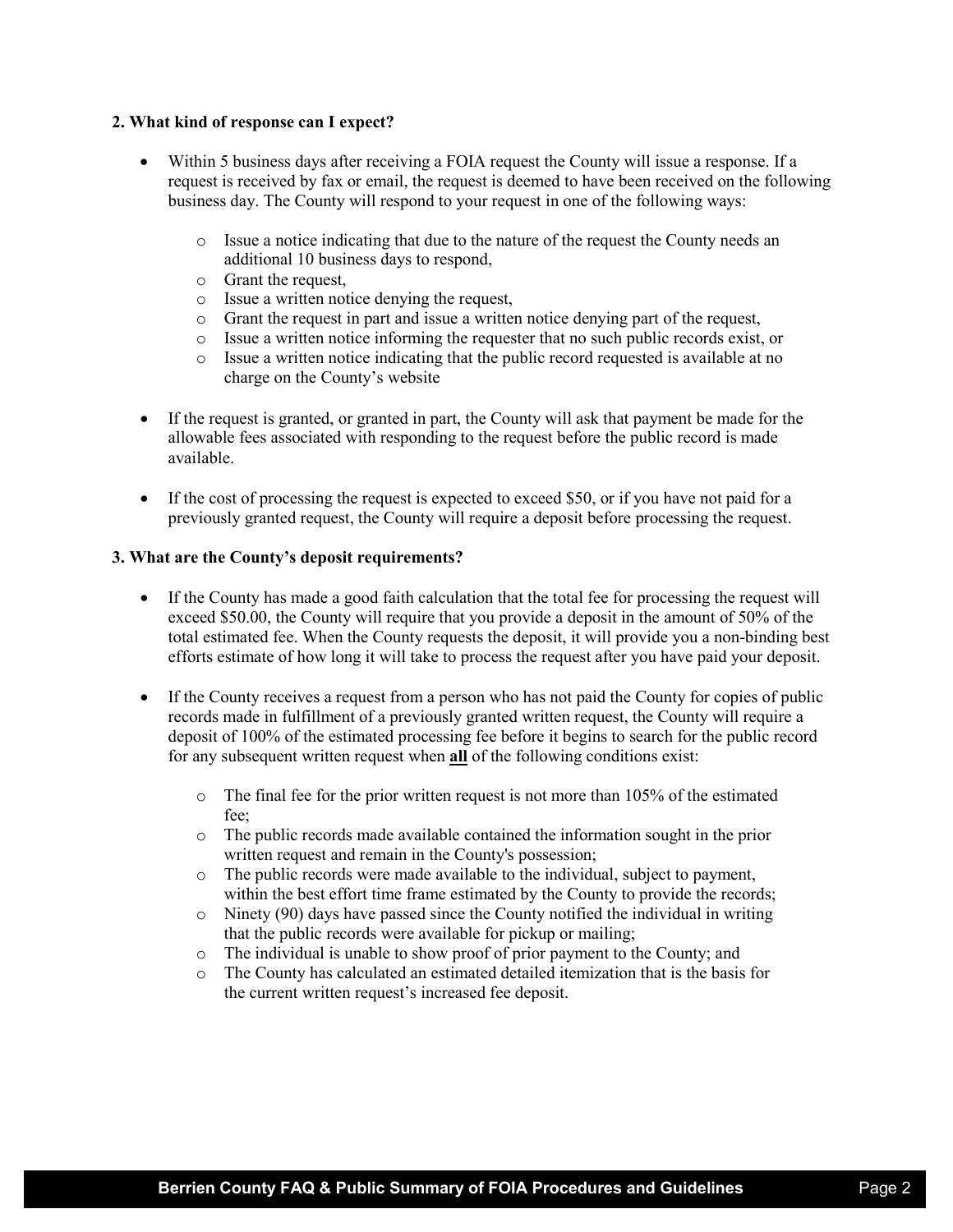**2. What kind of response can I expect?**

- Within 5 business days after receiving a FOIA request the County will issue a response. If a request is received by fax or email, the request is deemed to have been received on the following business day. The County will respond to your request in one of the following ways:
  - Issue a notice indicating that due to the nature of the request the County needs an additional 10 business days to respond,
  - Grant the request,
  - Issue a written notice denying the request,
  - Grant the request in part and issue a written notice denying part of the request,
  - Issue a written notice informing the requester that no such public records exist, or
  - Issue a written notice indicating that the public record requested is available at no charge on the County's website
- If the request is granted, or granted in part, the County will ask that payment be made for the allowable fees associated with responding to the request before the public record is made available.
- If the cost of processing the request is expected to exceed $50, or if you have not paid for a previously granted request, the County will require a deposit before processing the request.

**3. What are the County's deposit requirements?**

- If the County has made a good faith calculation that the total fee for processing the request will exceed $50.00, the County will require that you provide a deposit in the amount of 50% of the total estimated fee. When the County requests the deposit, it will provide you a non-binding best efforts estimate of how long it will take to process the request after you have paid your deposit.
- If the County receives a request from a person who has not paid the County for copies of public records made in fulfillment of a previously granted written request, the County will require a deposit of 100% of the estimated processing fee before it begins to search for the public record for any subsequent written request when **all** of the following conditions exist:
  - The final fee for the prior written request is not more than 105% of the estimated fee;
  - The public records made available contained the information sought in the prior written request and remain in the County's possession;
  - The public records were made available to the individual, subject to payment, within the best effort time frame estimated by the County to provide the records;
  - Ninety (90) days have passed since the County notified the individual in writing that the public records were available for pickup or mailing;
  - The individual is unable to show proof of prior payment to the County; and
  - The County has calculated an estimated detailed itemization that is the basis for the current written request's increased fee deposit.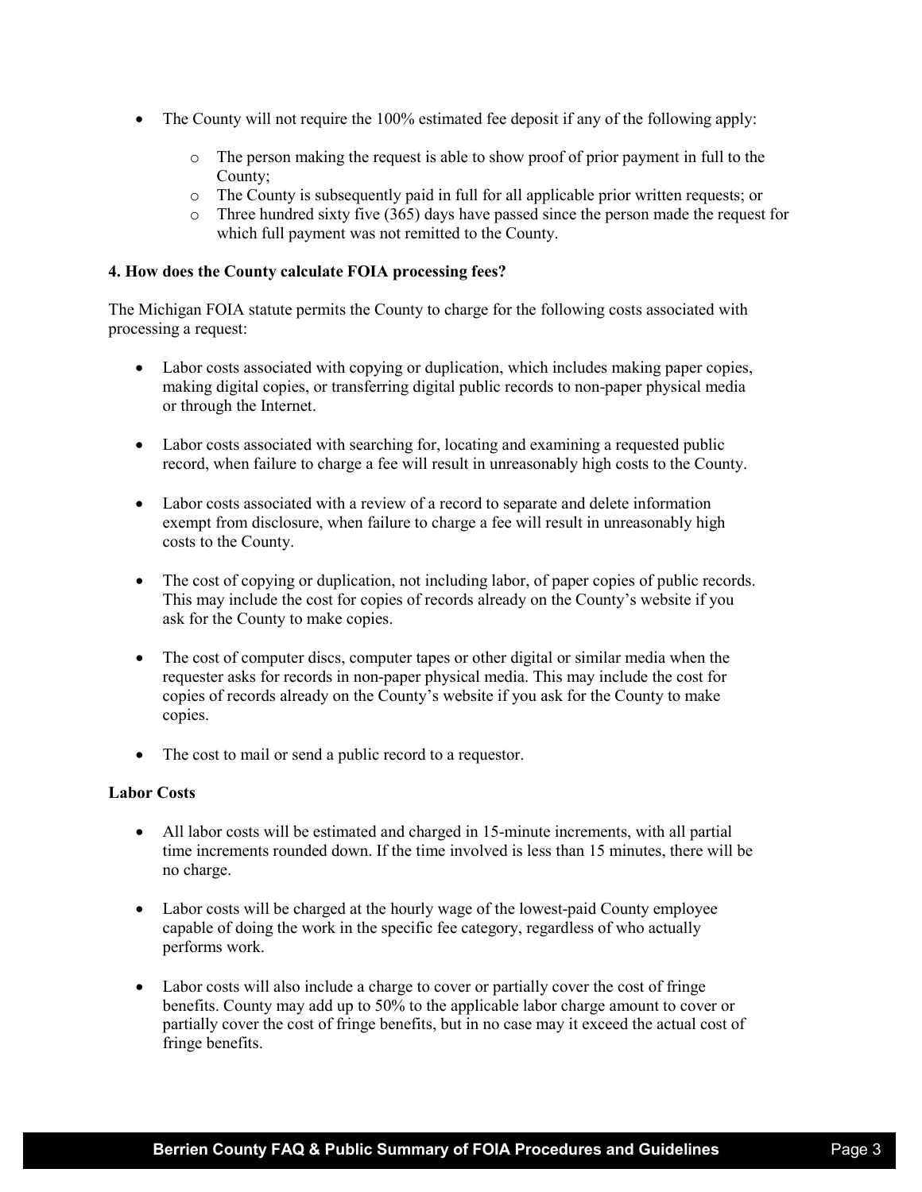- The County will not require the 100% estimated fee deposit if any of the following apply:
    - The person making the request is able to show proof of prior payment in full to the County;
    - The County is subsequently paid in full for all applicable prior written requests; or
    - Three hundred sixty five (365) days have passed since the person made the request for which full payment was not remitted to the County.

**4. How does the County calculate FOIA processing fees?**

The Michigan FOIA statute permits the County to charge for the following costs associated with processing a request:

- Labor costs associated with copying or duplication, which includes making paper copies, making digital copies, or transferring digital public records to non-paper physical media or through the Internet.

- Labor costs associated with searching for, locating and examining a requested public record, when failure to charge a fee will result in unreasonably high costs to the County.

- Labor costs associated with a review of a record to separate and delete information exempt from disclosure, when failure to charge a fee will result in unreasonably high costs to the County.

- The cost of copying or duplication, not including labor, of paper copies of public records. This may include the cost for copies of records already on the County's website if you ask for the County to make copies.

- The cost of computer discs, computer tapes or other digital or similar media when the requester asks for records in non-paper physical media. This may include the cost for copies of records already on the County's website if you ask for the County to make copies.

- The cost to mail or send a public record to a requestor.

**Labor Costs**

- All labor costs will be estimated and charged in 15-minute increments, with all partial time increments rounded down. If the time involved is less than 15 minutes, there will be no charge.

- Labor costs will be charged at the hourly wage of the lowest-paid County employee capable of doing the work in the specific fee category, regardless of who actually performs work.

- Labor costs will also include a charge to cover or partially cover the cost of fringe benefits. County may add up to 50% to the applicable labor charge amount to cover or partially cover the cost of fringe benefits, but in no case may it exceed the actual cost of fringe benefits.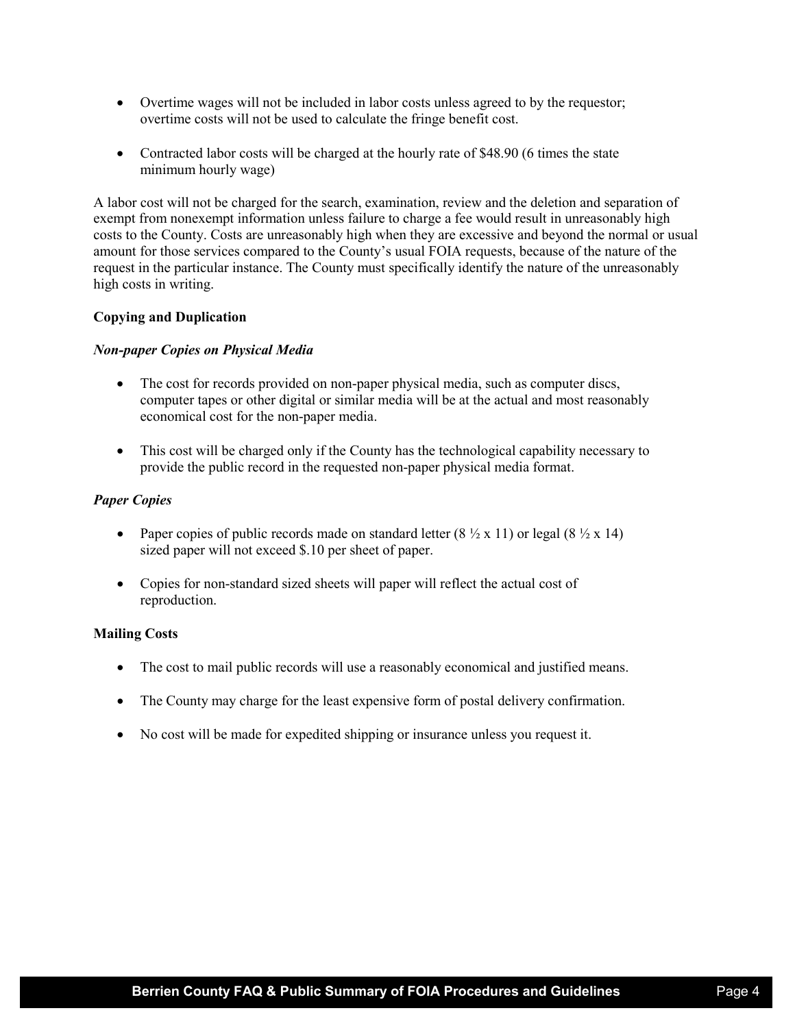- Overtime wages will not be included in labor costs unless agreed to by the requestor; overtime costs will not be used to calculate the fringe benefit cost.
- Contracted labor costs will be charged at the hourly rate of $48.90 (6 times the state minimum hourly wage)

A labor cost will not be charged for the search, examination, review and the deletion and separation of exempt from nonexempt information unless failure to charge a fee would result in unreasonably high costs to the County. Costs are unreasonably high when they are excessive and beyond the normal or usual amount for those services compared to the County's usual FOIA requests, because of the nature of the request in the particular instance. The County must specifically identify the nature of the unreasonably high costs in writing.

**Copying and Duplication**

***Non-paper Copies on Physical Media***

- The cost for records provided on non-paper physical media, such as computer discs, computer tapes or other digital or similar media will be at the actual and most reasonably economical cost for the non-paper media.
- This cost will be charged only if the County has the technological capability necessary to provide the public record in the requested non-paper physical media format.

***Paper Copies***

- Paper copies of public records made on standard letter (8 ½ x 11) or legal (8 ½ x 14) sized paper will not exceed $.10 per sheet of paper.
- Copies for non-standard sized sheets will paper will reflect the actual cost of reproduction.

**Mailing Costs**

- The cost to mail public records will use a reasonably economical and justified means.
- The County may charge for the least expensive form of postal delivery confirmation.
- No cost will be made for expedited shipping or insurance unless you request it.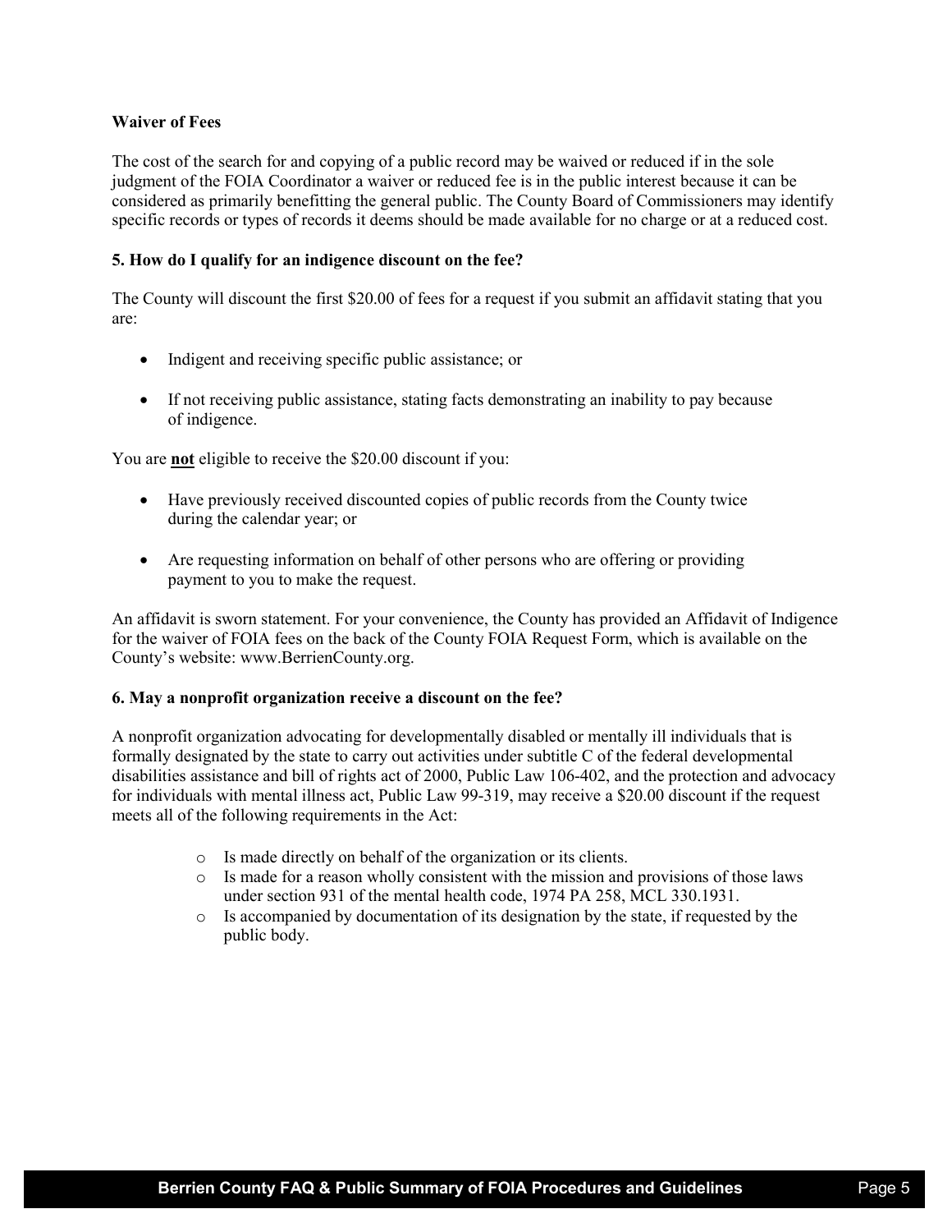**Waiver of Fees**

The cost of the search for and copying of a public record may be waived or reduced if in the sole judgment of the FOIA Coordinator a waiver or reduced fee is in the public interest because it can be considered as primarily benefitting the general public. The County Board of Commissioners may identify specific records or types of records it deems should be made available for no charge or at a reduced cost.

**5. How do I qualify for an indigence discount on the fee?**

The County will discount the first $20.00 of fees for a request if you submit an affidavit stating that you are:

- Indigent and receiving specific public assistance; or
- If not receiving public assistance, stating facts demonstrating an inability to pay because of indigence.

You are **not** eligible to receive the $20.00 discount if you:

- Have previously received discounted copies of public records from the County twice during the calendar year; or
- Are requesting information on behalf of other persons who are offering or providing payment to you to make the request.

An affidavit is sworn statement. For your convenience, the County has provided an Affidavit of Indigence for the waiver of FOIA fees on the back of the County FOIA Request Form, which is available on the County's website: www.BerrienCounty.org.

**6. May a nonprofit organization receive a discount on the fee?**

A nonprofit organization advocating for developmentally disabled or mentally ill individuals that is formally designated by the state to carry out activities under subtitle C of the federal developmental disabilities assistance and bill of rights act of 2000, Public Law 106-402, and the protection and advocacy for individuals with mental illness act, Public Law 99-319, may receive a $20.00 discount if the request meets all of the following requirements in the Act:

- Is made directly on behalf of the organization or its clients.
- Is made for a reason wholly consistent with the mission and provisions of those laws under section 931 of the mental health code, 1974 PA 258, MCL 330.1931.
- Is accompanied by documentation of its designation by the state, if requested by the public body.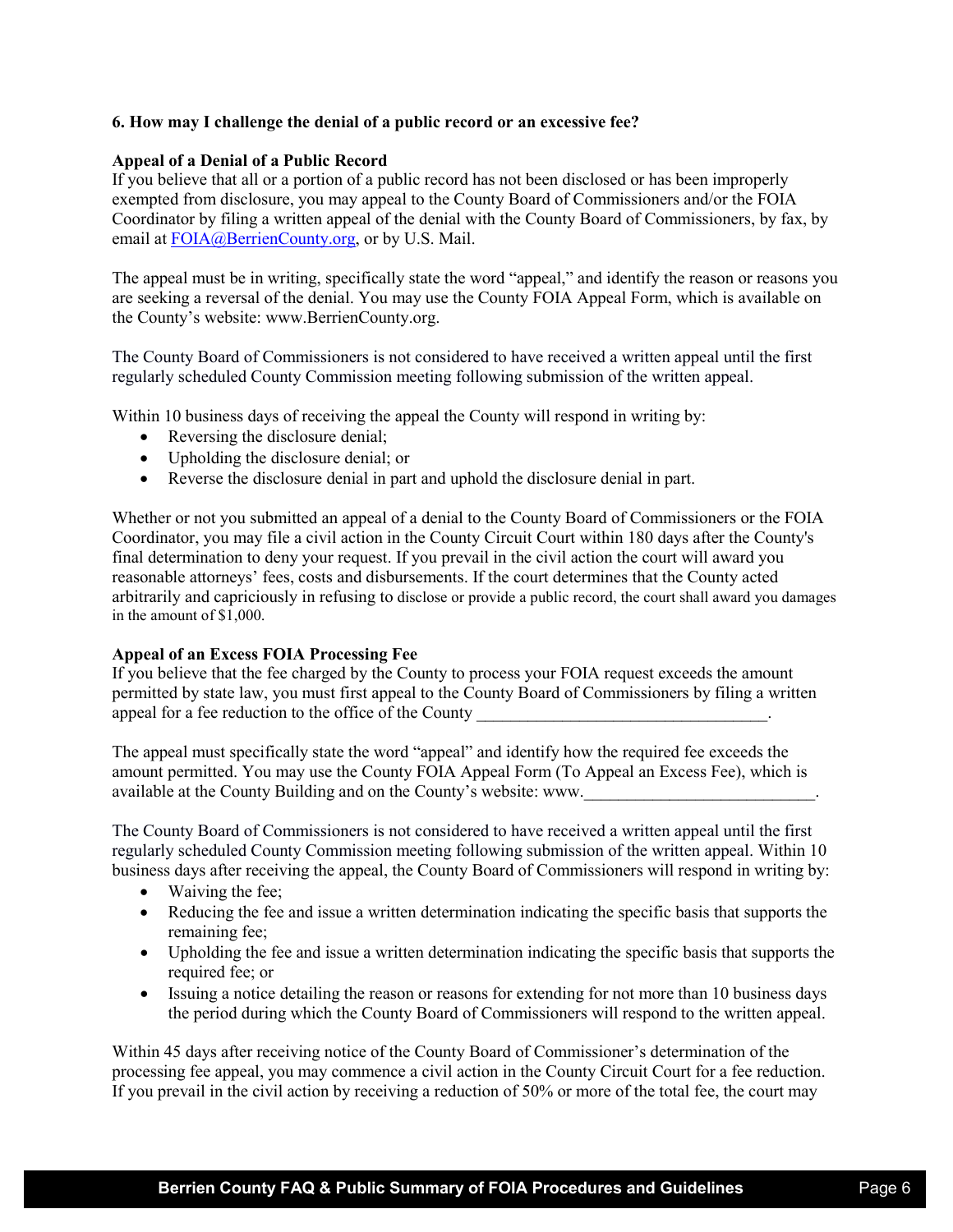**6. How may I challenge the denial of a public record or an excessive fee?**

**Appeal of a Denial of a Public Record**

If you believe that all or a portion of a public record has not been disclosed or has been improperly exempted from disclosure, you may appeal to the County Board of Commissioners and/or the FOIA Coordinator by filing a written appeal of the denial with the County Board of Commissioners, by fax, by email at FOIA@BerrienCounty.org, or by U.S. Mail.

The appeal must be in writing, specifically state the word "appeal," and identify the reason or reasons you are seeking a reversal of the denial. You may use the County FOIA Appeal Form, which is available on the County's website: www.BerrienCounty.org.

The County Board of Commissioners is not considered to have received a written appeal until the first regularly scheduled County Commission meeting following submission of the written appeal.

Within 10 business days of receiving the appeal the County will respond in writing by:

- Reversing the disclosure denial;
- Upholding the disclosure denial; or
- Reverse the disclosure denial in part and uphold the disclosure denial in part.

Whether or not you submitted an appeal of a denial to the County Board of Commissioners or the FOIA Coordinator, you may file a civil action in the County Circuit Court within 180 days after the County's final determination to deny your request. If you prevail in the civil action the court will award you reasonable attorneys' fees, costs and disbursements. If the court determines that the County acted arbitrarily and capriciously in refusing to disclose or provide a public record, the court shall award you damages in the amount of $1,000.

**Appeal of an Excess FOIA Processing Fee**

If you believe that the fee charged by the County to process your FOIA request exceeds the amount permitted by state law, you must first appeal to the County Board of Commissioners by filing a written appeal for a fee reduction to the office of the County ________________________________.

The appeal must specifically state the word "appeal" and identify how the required fee exceeds the amount permitted. You may use the County FOIA Appeal Form (To Appeal an Excess Fee), which is available at the County Building and on the County's website: www.__________________________.

The County Board of Commissioners is not considered to have received a written appeal until the first regularly scheduled County Commission meeting following submission of the written appeal. Within 10 business days after receiving the appeal, the County Board of Commissioners will respond in writing by:

- Waiving the fee;
- Reducing the fee and issue a written determination indicating the specific basis that supports the remaining fee;
- Upholding the fee and issue a written determination indicating the specific basis that supports the required fee; or
- Issuing a notice detailing the reason or reasons for extending for not more than 10 business days the period during which the County Board of Commissioners will respond to the written appeal.

Within 45 days after receiving notice of the County Board of Commissioner's determination of the processing fee appeal, you may commence a civil action in the County Circuit Court for a fee reduction. If you prevail in the civil action by receiving a reduction of 50% or more of the total fee, the court may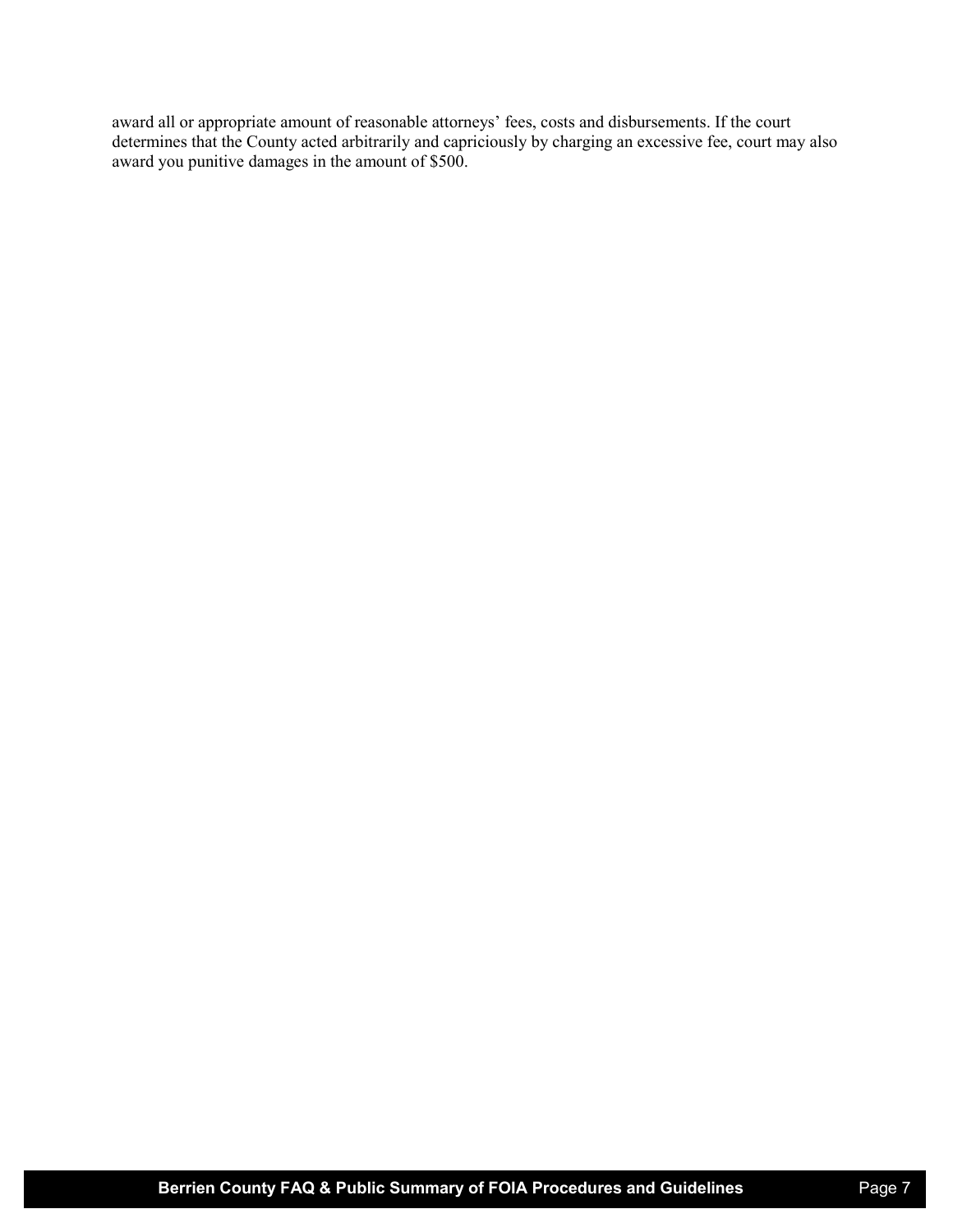award all or appropriate amount of reasonable attorneys' fees, costs and disbursements. If the court determines that the County acted arbitrarily and capriciously by charging an excessive fee, court may also award you punitive damages in the amount of $500.